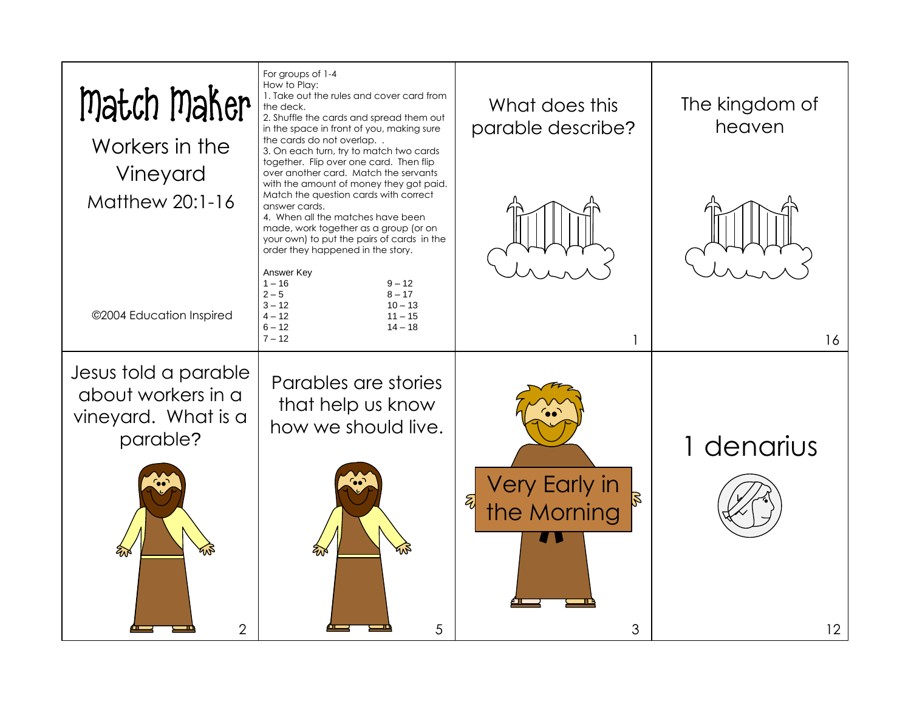# Match Maker

Workers in the Vineyard

Matthew 20:1-16

©2004 Education Inspired

For groups of 1-4

How to Play:

1. Take out the rules and cover card from the deck.
2. Shuffle the cards and spread them out in the space in front of you, making sure the cards do not overlap. .
3. On each turn, try to match two cards together. Flip over one card. Then flip over another card. Match the servants with the amount of money they got paid. Match the question cards with correct answer cards.
4. When all the matches have been made, work together as a group (or on your own) to put the pairs of cards in the order they happened in the story.

Answer Key

| | |
|---|---|
| 1 – 16 | 9 – 12 |
| 2 – 5 | 8 – 17 |
| 3 – 12 | 10 – 13 |
| 4 – 12 | 11 – 15 |
| 6 – 12 | 14 – 18 |
| 7 – 12 | |

What does this parable describe?

1

The kingdom of heaven

16

Jesus told a parable about workers in a vineyard. What is a parable?

2

Parables are stories that help us know how we should live.

5

Very Early in the Morning

3

1 denarius

12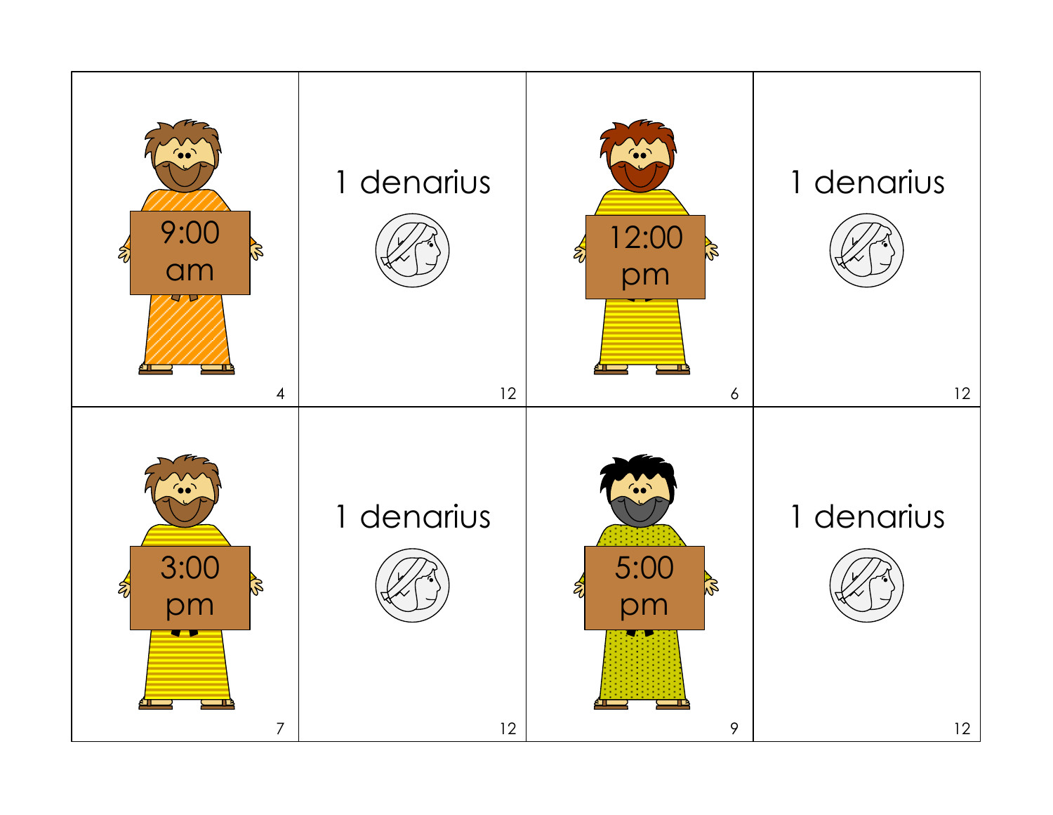| | | | |
|---|---|---|---|
| 9:00 am<br>4 | 1 denarius<br>12 | 12:00 pm<br>6 | 1 denarius<br>12 |
| 3:00 pm<br>7 | 1 denarius<br>12 | 5:00 pm<br>9 | 1 denarius<br>12 |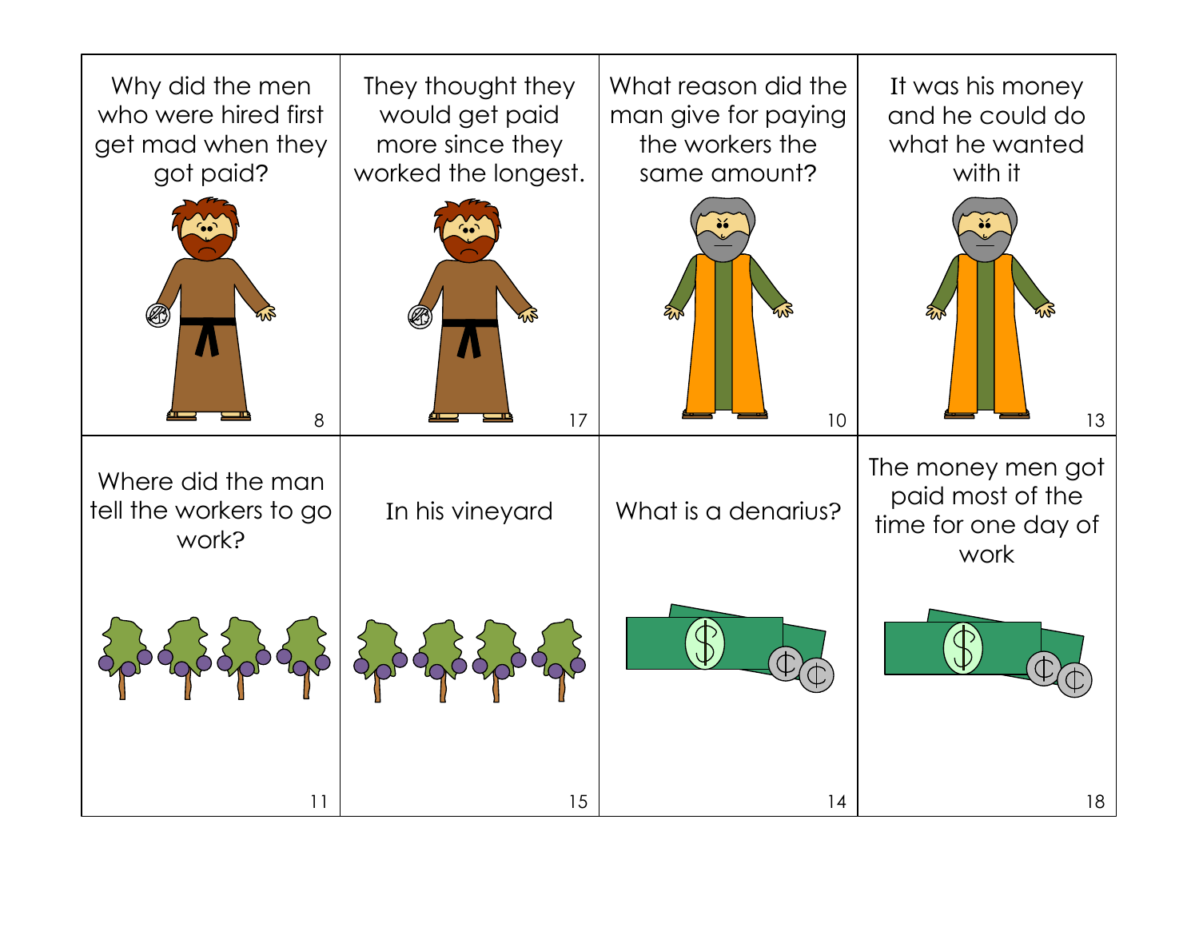| | | | |
|---|---|---|---|
| Why did the men who were hired first get mad when they got paid? 8 | They thought they would get paid more since they worked the longest. 17 | What reason did the man give for paying the workers the same amount? 10 | It was his money and he could do what he wanted with it 13 |
| Where did the man tell the workers to go work? 11 | In his vineyard 15 | What is a denarius? 14 | The money men got paid most of the time for one day of work 18 |